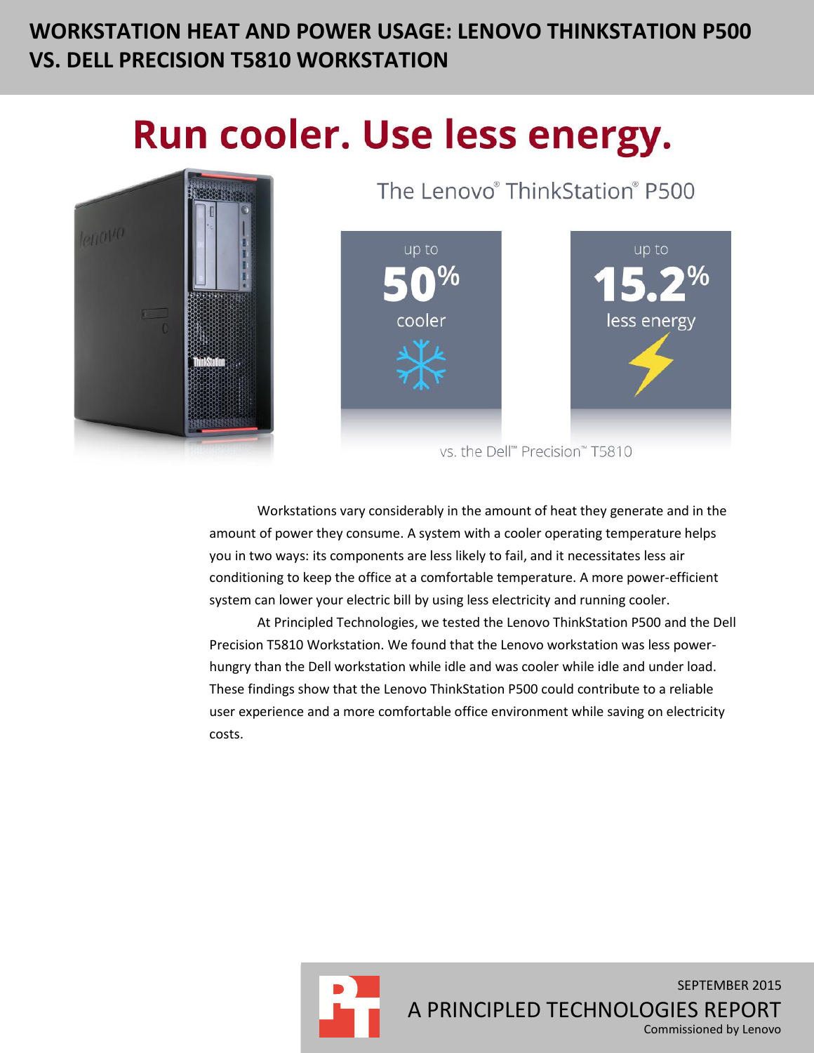# WORKSTATION HEAT AND POWER USAGE: LENOVO THINKSTATION P500 VS. DELL PRECISION T5810 WORKSTATION

## Run cooler. Use less energy.

The Lenovo® ThinkStation® P500

up to **50%** cooler

up to **15.2%** less energy

vs. the Dell™ Precision™ T5810

Workstations vary considerably in the amount of heat they generate and in the amount of power they consume. A system with a cooler operating temperature helps you in two ways: its components are less likely to fail, and it necessitates less air conditioning to keep the office at a comfortable temperature. A more power-efficient system can lower your electric bill by using less electricity and running cooler.

At Principled Technologies, we tested the Lenovo ThinkStation P500 and the Dell Precision T5810 Workstation. We found that the Lenovo workstation was less power-hungry than the Dell workstation while idle and was cooler while idle and under load. These findings show that the Lenovo ThinkStation P500 could contribute to a reliable user experience and a more comfortable office environment while saving on electricity costs.

SEPTEMBER 2015

A PRINCIPLED TECHNOLOGIES REPORT

Commissioned by Lenovo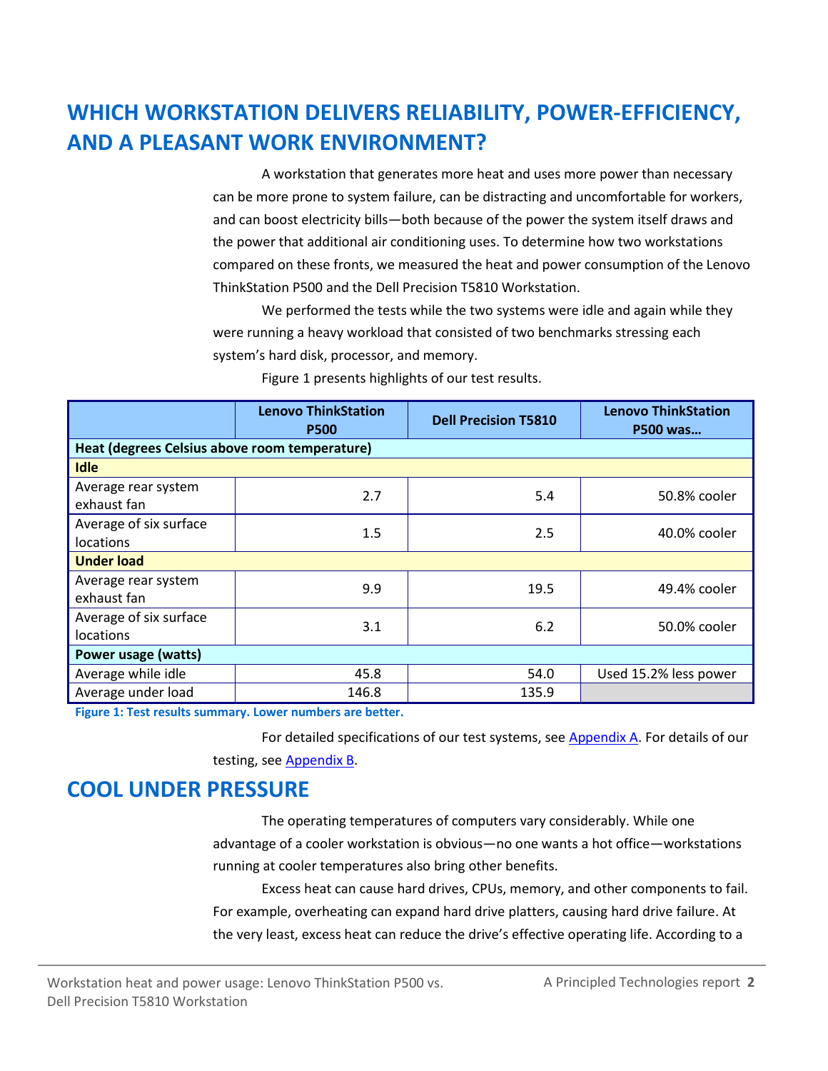# WHICH WORKSTATION DELIVERS RELIABILITY, POWER-EFFICIENCY, AND A PLEASANT WORK ENVIRONMENT?

A workstation that generates more heat and uses more power than necessary can be more prone to system failure, can be distracting and uncomfortable for workers, and can boost electricity bills—both because of the power the system itself draws and the power that additional air conditioning uses. To determine how two workstations compared on these fronts, we measured the heat and power consumption of the Lenovo ThinkStation P500 and the Dell Precision T5810 Workstation.

We performed the tests while the two systems were idle and again while they were running a heavy workload that consisted of two benchmarks stressing each system's hard disk, processor, and memory.

Figure 1 presents highlights of our test results.

| | Lenovo ThinkStation P500 | Dell Precision T5810 | Lenovo ThinkStation P500 was… |
|---|---|---|---|
| **Heat (degrees Celsius above room temperature)** | | | |
| **Idle** | | | |
| Average rear system exhaust fan | 2.7 | 5.4 | 50.8% cooler |
| Average of six surface locations | 1.5 | 2.5 | 40.0% cooler |
| **Under load** | | | |
| Average rear system exhaust fan | 9.9 | 19.5 | 49.4% cooler |
| Average of six surface locations | 3.1 | 6.2 | 50.0% cooler |
| **Power usage (watts)** | | | |
| Average while idle | 45.8 | 54.0 | Used 15.2% less power |
| Average under load | 146.8 | 135.9 | |

**Figure 1: Test results summary. Lower numbers are better.**

For detailed specifications of our test systems, see Appendix A. For details of our testing, see Appendix B.

# COOL UNDER PRESSURE

The operating temperatures of computers vary considerably. While one advantage of a cooler workstation is obvious—no one wants a hot office—workstations running at cooler temperatures also bring other benefits.

Excess heat can cause hard drives, CPUs, memory, and other components to fail. For example, overheating can expand hard drive platters, causing hard drive failure. At the very least, excess heat can reduce the drive's effective operating life. According to a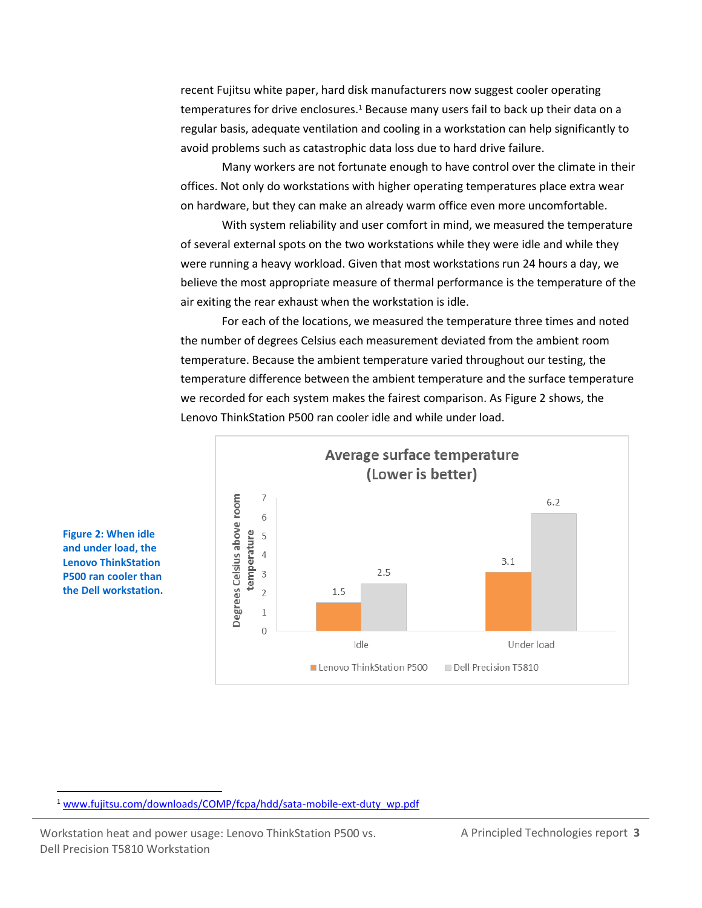recent Fujitsu white paper, hard disk manufacturers now suggest cooler operating temperatures for drive enclosures.[1] Because many users fail to back up their data on a regular basis, adequate ventilation and cooling in a workstation can help significantly to avoid problems such as catastrophic data loss due to hard drive failure.

Many workers are not fortunate enough to have control over the climate in their offices. Not only do workstations with higher operating temperatures place extra wear on hardware, but they can make an already warm office even more uncomfortable.

With system reliability and user comfort in mind, we measured the temperature of several external spots on the two workstations while they were idle and while they were running a heavy workload. Given that most workstations run 24 hours a day, we believe the most appropriate measure of thermal performance is the temperature of the air exiting the rear exhaust when the workstation is idle.

For each of the locations, we measured the temperature three times and noted the number of degrees Celsius each measurement deviated from the ambient room temperature. Because the ambient temperature varied throughout our testing, the temperature difference between the ambient temperature and the surface temperature we recorded for each system makes the fairest comparison. As Figure 2 shows, the Lenovo ThinkStation P500 ran cooler idle and while under load.

**Average surface temperature (Lower is better)**

Degrees Celsius above room temperature

| | Lenovo ThinkStation P500 | Dell Precision T5810 |
|---|---|---|
| Idle | 1.5 | 2.5 |
| Under load | 3.1 | 6.2 |

**Figure 2: When idle and under load, the Lenovo ThinkStation P500 ran cooler than the Dell workstation.**

[1] www.fujitsu.com/downloads/COMP/fcpa/hdd/sata-mobile-ext-duty_wp.pdf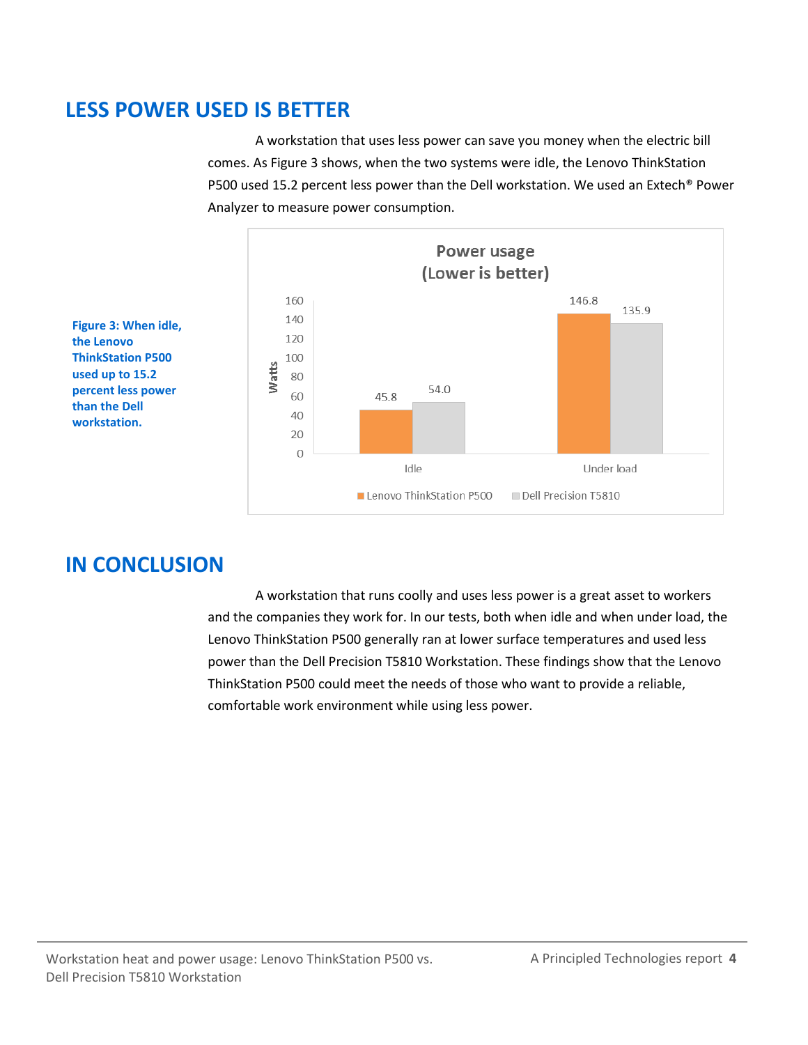## LESS POWER USED IS BETTER

A workstation that uses less power can save you money when the electric bill comes. As Figure 3 shows, when the two systems were idle, the Lenovo ThinkStation P500 used 15.2 percent less power than the Dell workstation. We used an Extech® Power Analyzer to measure power consumption.

**Power usage (Lower is better)**

| Watts | Lenovo ThinkStation P500 | Dell Precision T5810 |
|---|---|---|
| Idle | 45.8 | 54.0 |
| Under load | 146.8 | 135.9 |

**Figure 3: When idle, the Lenovo ThinkStation P500 used up to 15.2 percent less power than the Dell workstation.**

## IN CONCLUSION

A workstation that runs coolly and uses less power is a great asset to workers and the companies they work for. In our tests, both when idle and when under load, the Lenovo ThinkStation P500 generally ran at lower surface temperatures and used less power than the Dell Precision T5810 Workstation. These findings show that the Lenovo ThinkStation P500 could meet the needs of those who want to provide a reliable, comfortable work environment while using less power.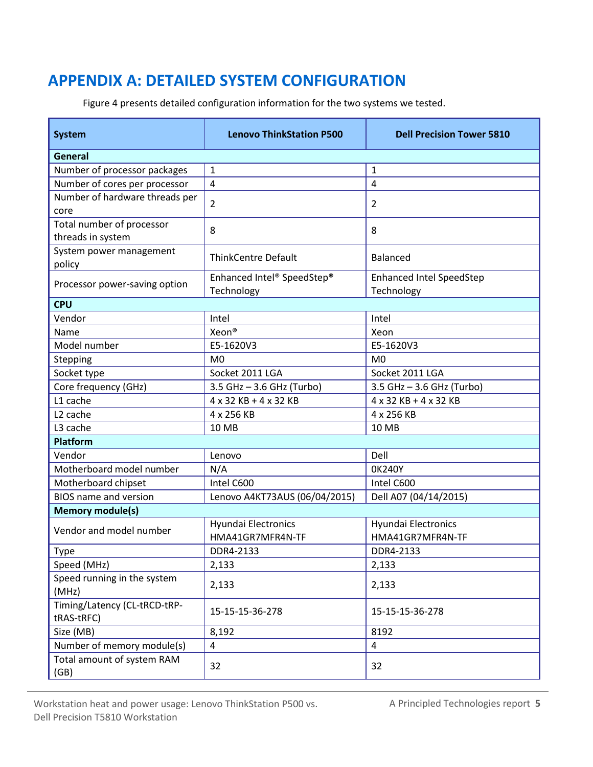# APPENDIX A: DETAILED SYSTEM CONFIGURATION

Figure 4 presents detailed configuration information for the two systems we tested.

| System | Lenovo ThinkStation P500 | Dell Precision Tower 5810 |
|---|---|---|
| **General** | | |
| Number of processor packages | 1 | 1 |
| Number of cores per processor | 4 | 4 |
| Number of hardware threads per core | 2 | 2 |
| Total number of processor threads in system | 8 | 8 |
| System power management policy | ThinkCentre Default | Balanced |
| Processor power-saving option | Enhanced Intel® SpeedStep® Technology | Enhanced Intel SpeedStep Technology |
| **CPU** | | |
| Vendor | Intel | Intel |
| Name | Xeon® | Xeon |
| Model number | E5-1620V3 | E5-1620V3 |
| Stepping | M0 | M0 |
| Socket type | Socket 2011 LGA | Socket 2011 LGA |
| Core frequency (GHz) | 3.5 GHz – 3.6 GHz (Turbo) | 3.5 GHz – 3.6 GHz (Turbo) |
| L1 cache | 4 x 32 KB + 4 x 32 KB | 4 x 32 KB + 4 x 32 KB |
| L2 cache | 4 x 256 KB | 4 x 256 KB |
| L3 cache | 10 MB | 10 MB |
| **Platform** | | |
| Vendor | Lenovo | Dell |
| Motherboard model number | N/A | 0K240Y |
| Motherboard chipset | Intel C600 | Intel C600 |
| BIOS name and version | Lenovo A4KT73AUS (06/04/2015) | Dell A07 (04/14/2015) |
| **Memory module(s)** | | |
| Vendor and model number | Hyundai Electronics HMA41GR7MFR4N-TF | Hyundai Electronics HMA41GR7MFR4N-TF |
| Type | DDR4-2133 | DDR4-2133 |
| Speed (MHz) | 2,133 | 2,133 |
| Speed running in the system (MHz) | 2,133 | 2,133 |
| Timing/Latency (CL-tRCD-tRP-tRAS-tRFC) | 15-15-15-36-278 | 15-15-15-36-278 |
| Size (MB) | 8,192 | 8192 |
| Number of memory module(s) | 4 | 4 |
| Total amount of system RAM (GB) | 32 | 32 |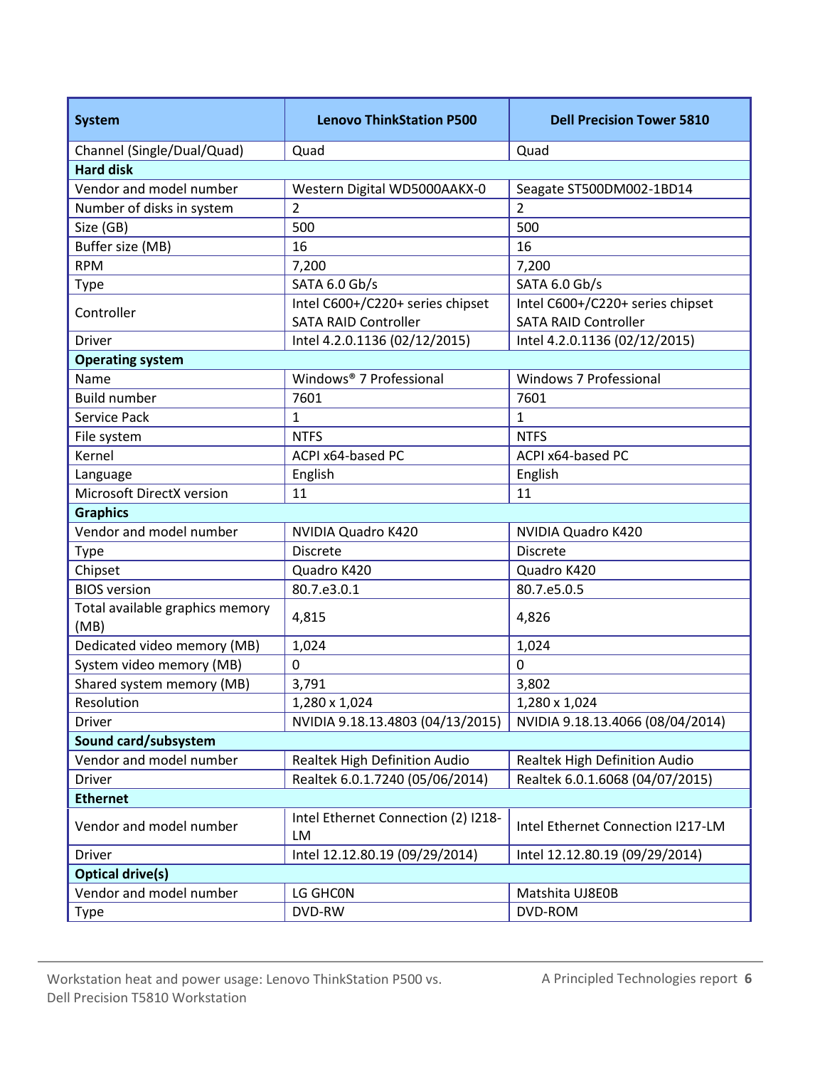| System | Lenovo ThinkStation P500 | Dell Precision Tower 5810 |
|---|---|---|
| Channel (Single/Dual/Quad) | Quad | Quad |
| **Hard disk** | | |
| Vendor and model number | Western Digital WD5000AAKX-0 | Seagate ST500DM002-1BD14 |
| Number of disks in system | 2 | 2 |
| Size (GB) | 500 | 500 |
| Buffer size (MB) | 16 | 16 |
| RPM | 7,200 | 7,200 |
| Type | SATA 6.0 Gb/s | SATA 6.0 Gb/s |
| Controller | Intel C600+/C220+ series chipset SATA RAID Controller | Intel C600+/C220+ series chipset SATA RAID Controller |
| Driver | Intel 4.2.0.1136 (02/12/2015) | Intel 4.2.0.1136 (02/12/2015) |
| **Operating system** | | |
| Name | Windows® 7 Professional | Windows 7 Professional |
| Build number | 7601 | 7601 |
| Service Pack | 1 | 1 |
| File system | NTFS | NTFS |
| Kernel | ACPI x64-based PC | ACPI x64-based PC |
| Language | English | English |
| Microsoft DirectX version | 11 | 11 |
| **Graphics** | | |
| Vendor and model number | NVIDIA Quadro K420 | NVIDIA Quadro K420 |
| Type | Discrete | Discrete |
| Chipset | Quadro K420 | Quadro K420 |
| BIOS version | 80.7.e3.0.1 | 80.7.e5.0.5 |
| Total available graphics memory (MB) | 4,815 | 4,826 |
| Dedicated video memory (MB) | 1,024 | 1,024 |
| System video memory (MB) | 0 | 0 |
| Shared system memory (MB) | 3,791 | 3,802 |
| Resolution | 1,280 x 1,024 | 1,280 x 1,024 |
| Driver | NVIDIA 9.18.13.4803 (04/13/2015) | NVIDIA 9.18.13.4066 (08/04/2014) |
| **Sound card/subsystem** | | |
| Vendor and model number | Realtek High Definition Audio | Realtek High Definition Audio |
| Driver | Realtek 6.0.1.7240 (05/06/2014) | Realtek 6.0.1.6068 (04/07/2015) |
| **Ethernet** | | |
| Vendor and model number | Intel Ethernet Connection (2) I218-LM | Intel Ethernet Connection I217-LM |
| Driver | Intel 12.12.80.19 (09/29/2014) | Intel 12.12.80.19 (09/29/2014) |
| **Optical drive(s)** | | |
| Vendor and model number | LG GHC0N | Matshita UJ8E0B |
| Type | DVD-RW | DVD-ROM |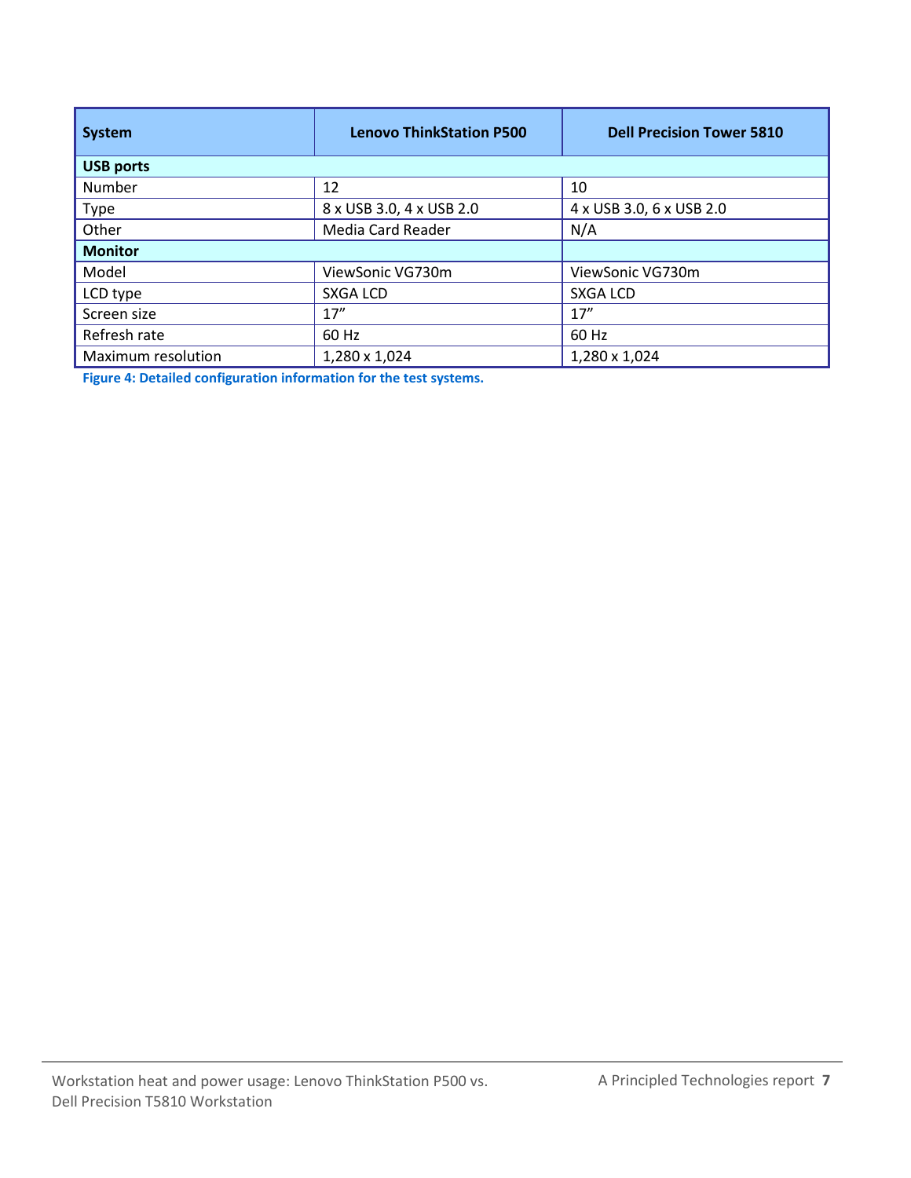| System | Lenovo ThinkStation P500 | Dell Precision Tower 5810 |
| --- | --- | --- |
| **USB ports** | | |
| Number | 12 | 10 |
| Type | 8 x USB 3.0, 4 x USB 2.0 | 4 x USB 3.0, 6 x USB 2.0 |
| Other | Media Card Reader | N/A |
| **Monitor** | | |
| Model | ViewSonic VG730m | ViewSonic VG730m |
| LCD type | SXGA LCD | SXGA LCD |
| Screen size | 17” | 17” |
| Refresh rate | 60 Hz | 60 Hz |
| Maximum resolution | 1,280 x 1,024 | 1,280 x 1,024 |

**Figure 4: Detailed configuration information for the test systems.**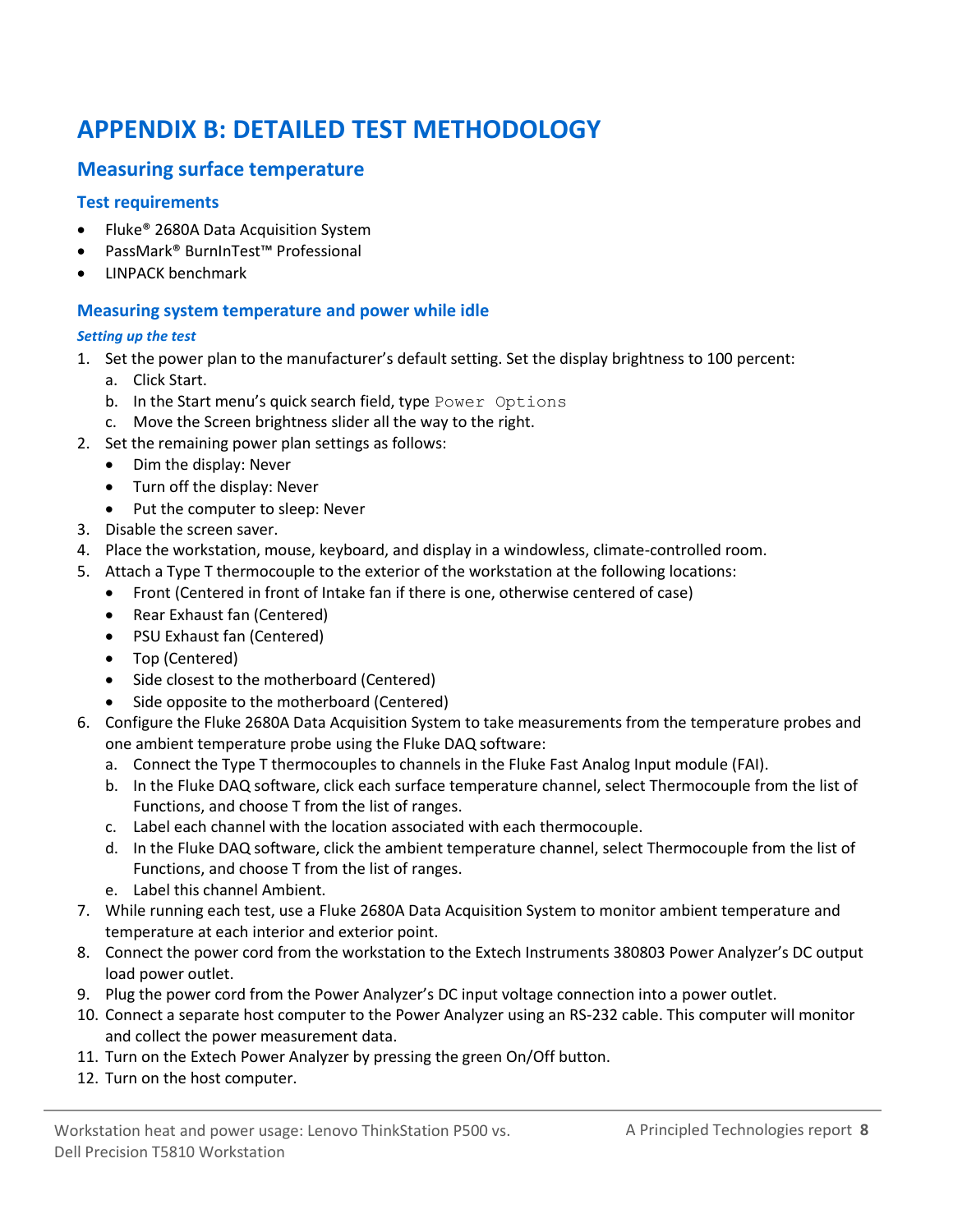# APPENDIX B: DETAILED TEST METHODOLOGY

## Measuring surface temperature

### Test requirements

- Fluke® 2680A Data Acquisition System
- PassMark® BurnInTest™ Professional
- LINPACK benchmark

### Measuring system temperature and power while idle

#### *Setting up the test*

1. Set the power plan to the manufacturer's default setting. Set the display brightness to 100 percent:
   a. Click Start.
   b. In the Start menu's quick search field, type `Power Options`
   c. Move the Screen brightness slider all the way to the right.
2. Set the remaining power plan settings as follows:
   - Dim the display: Never
   - Turn off the display: Never
   - Put the computer to sleep: Never
3. Disable the screen saver.
4. Place the workstation, mouse, keyboard, and display in a windowless, climate-controlled room.
5. Attach a Type T thermocouple to the exterior of the workstation at the following locations:
   - Front (Centered in front of Intake fan if there is one, otherwise centered of case)
   - Rear Exhaust fan (Centered)
   - PSU Exhaust fan (Centered)
   - Top (Centered)
   - Side closest to the motherboard (Centered)
   - Side opposite to the motherboard (Centered)
6. Configure the Fluke 2680A Data Acquisition System to take measurements from the temperature probes and one ambient temperature probe using the Fluke DAQ software:
   a. Connect the Type T thermocouples to channels in the Fluke Fast Analog Input module (FAI).
   b. In the Fluke DAQ software, click each surface temperature channel, select Thermocouple from the list of Functions, and choose T from the list of ranges.
   c. Label each channel with the location associated with each thermocouple.
   d. In the Fluke DAQ software, click the ambient temperature channel, select Thermocouple from the list of Functions, and choose T from the list of ranges.
   e. Label this channel Ambient.
7. While running each test, use a Fluke 2680A Data Acquisition System to monitor ambient temperature and temperature at each interior and exterior point.
8. Connect the power cord from the workstation to the Extech Instruments 380803 Power Analyzer's DC output load power outlet.
9. Plug the power cord from the Power Analyzer's DC input voltage connection into a power outlet.
10. Connect a separate host computer to the Power Analyzer using an RS-232 cable. This computer will monitor and collect the power measurement data.
11. Turn on the Extech Power Analyzer by pressing the green On/Off button.
12. Turn on the host computer.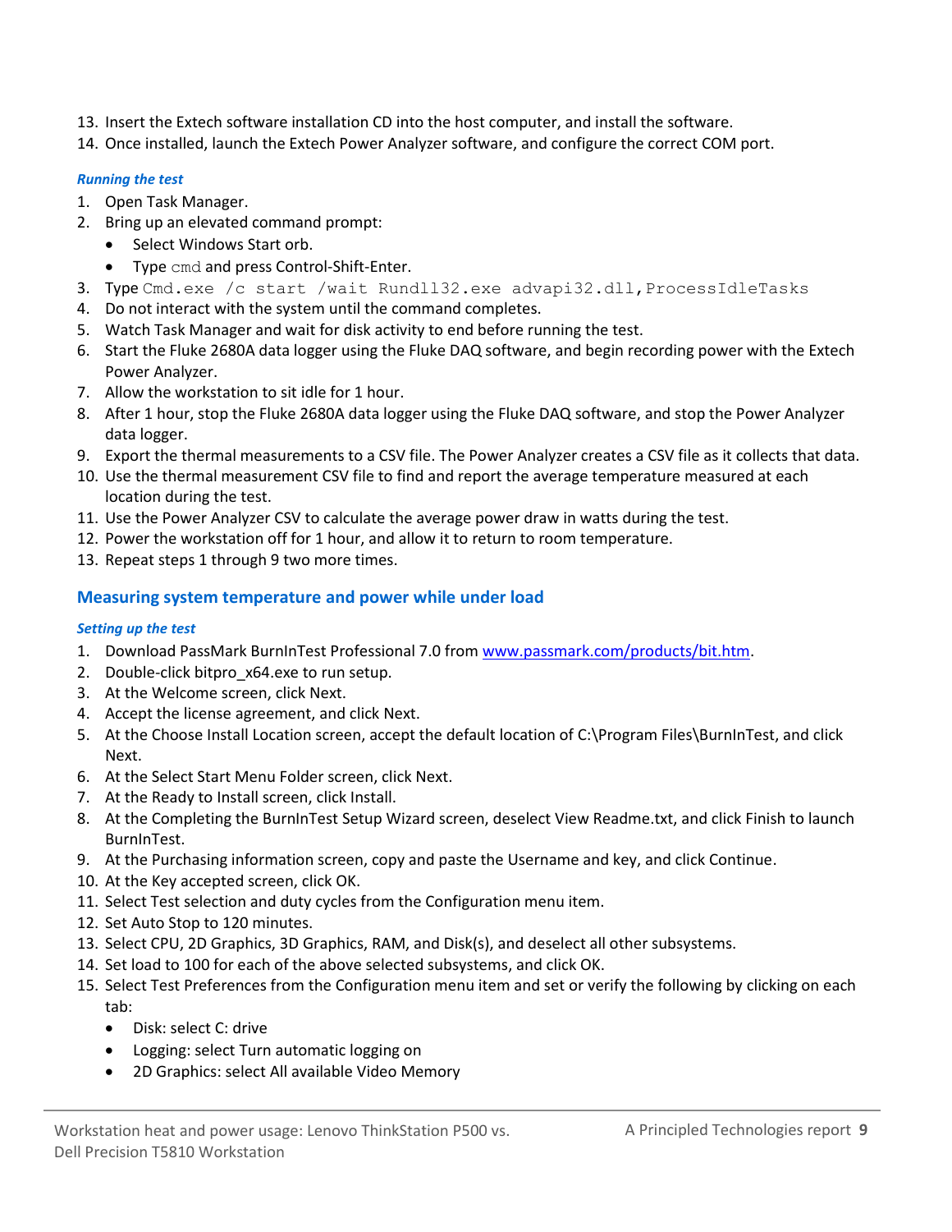13. Insert the Extech software installation CD into the host computer, and install the software.
14. Once installed, launch the Extech Power Analyzer software, and configure the correct COM port.

#### *Running the test*

1. Open Task Manager.
2. Bring up an elevated command prompt:
   - Select Windows Start orb.
   - Type `cmd` and press Control-Shift-Enter.
3. Type `Cmd.exe /c start /wait Rundll32.exe advapi32.dll,ProcessIdleTasks`
4. Do not interact with the system until the command completes.
5. Watch Task Manager and wait for disk activity to end before running the test.
6. Start the Fluke 2680A data logger using the Fluke DAQ software, and begin recording power with the Extech Power Analyzer.
7. Allow the workstation to sit idle for 1 hour.
8. After 1 hour, stop the Fluke 2680A data logger using the Fluke DAQ software, and stop the Power Analyzer data logger.
9. Export the thermal measurements to a CSV file. The Power Analyzer creates a CSV file as it collects that data.
10. Use the thermal measurement CSV file to find and report the average temperature measured at each location during the test.
11. Use the Power Analyzer CSV to calculate the average power draw in watts during the test.
12. Power the workstation off for 1 hour, and allow it to return to room temperature.
13. Repeat steps 1 through 9 two more times.

### Measuring system temperature and power while under load

#### *Setting up the test*

1. Download PassMark BurnInTest Professional 7.0 from www.passmark.com/products/bit.htm.
2. Double-click bitpro_x64.exe to run setup.
3. At the Welcome screen, click Next.
4. Accept the license agreement, and click Next.
5. At the Choose Install Location screen, accept the default location of C:\Program Files\BurnInTest, and click Next.
6. At the Select Start Menu Folder screen, click Next.
7. At the Ready to Install screen, click Install.
8. At the Completing the BurnInTest Setup Wizard screen, deselect View Readme.txt, and click Finish to launch BurnInTest.
9. At the Purchasing information screen, copy and paste the Username and key, and click Continue.
10. At the Key accepted screen, click OK.
11. Select Test selection and duty cycles from the Configuration menu item.
12. Set Auto Stop to 120 minutes.
13. Select CPU, 2D Graphics, 3D Graphics, RAM, and Disk(s), and deselect all other subsystems.
14. Set load to 100 for each of the above selected subsystems, and click OK.
15. Select Test Preferences from the Configuration menu item and set or verify the following by clicking on each tab:
    - Disk: select C: drive
    - Logging: select Turn automatic logging on
    - 2D Graphics: select All available Video Memory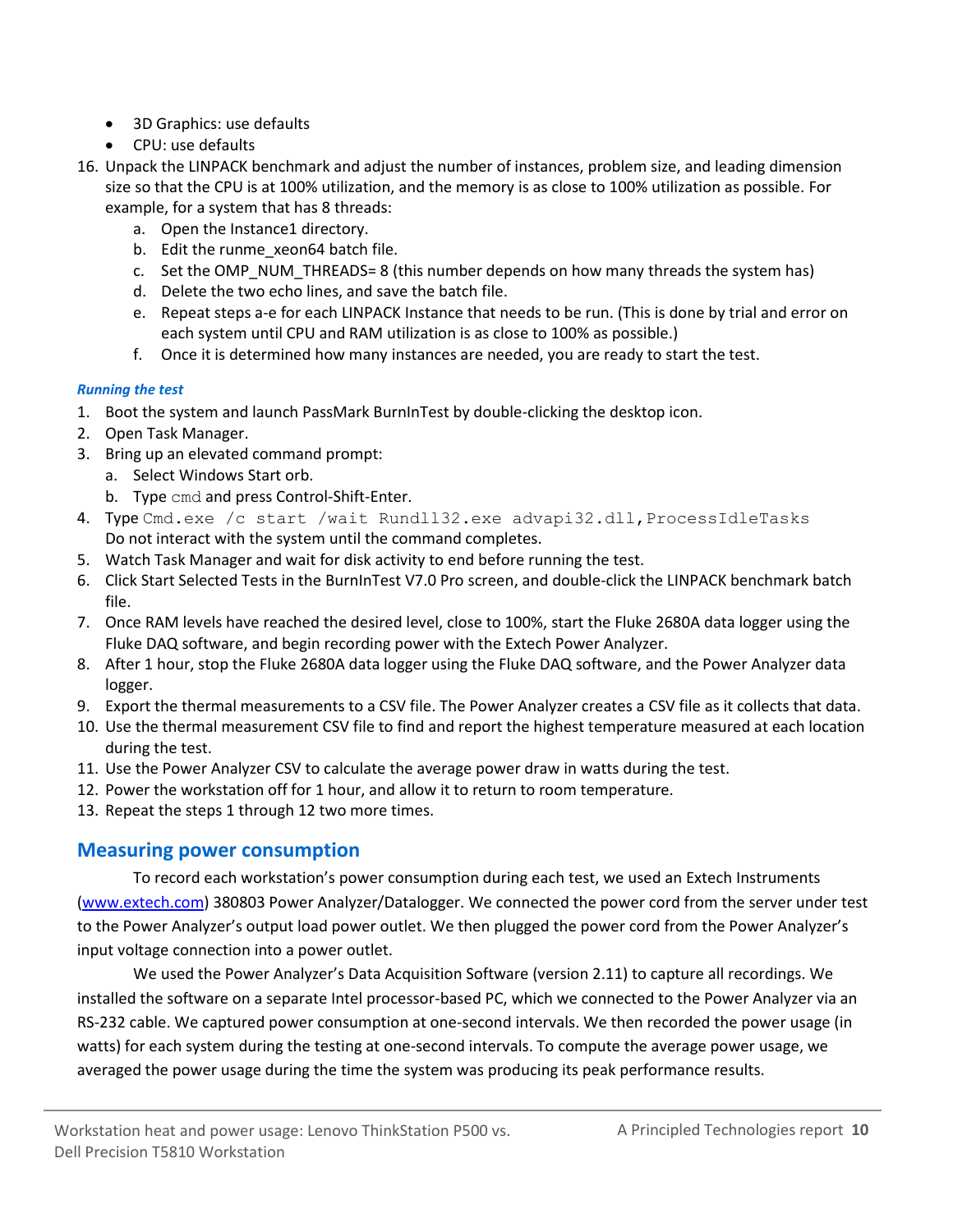- 3D Graphics: use defaults
- CPU: use defaults

16. Unpack the LINPACK benchmark and adjust the number of instances, problem size, and leading dimension size so that the CPU is at 100% utilization, and the memory is as close to 100% utilization as possible. For example, for a system that has 8 threads:
    a. Open the Instance1 directory.
    b. Edit the runme_xeon64 batch file.
    c. Set the OMP_NUM_THREADS= 8 (this number depends on how many threads the system has)
    d. Delete the two echo lines, and save the batch file.
    e. Repeat steps a-e for each LINPACK Instance that needs to be run. (This is done by trial and error on each system until CPU and RAM utilization is as close to 100% as possible.)
    f. Once it is determined how many instances are needed, you are ready to start the test.

#### *Running the test*

1. Boot the system and launch PassMark BurnInTest by double-clicking the desktop icon.
2. Open Task Manager.
3. Bring up an elevated command prompt:
    a. Select Windows Start orb.
    b. Type `cmd` and press Control-Shift-Enter.
4. Type `Cmd.exe /c start /wait Rundll32.exe advapi32.dll,ProcessIdleTasks`
   Do not interact with the system until the command completes.
5. Watch Task Manager and wait for disk activity to end before running the test.
6. Click Start Selected Tests in the BurnInTest V7.0 Pro screen, and double-click the LINPACK benchmark batch file.
7. Once RAM levels have reached the desired level, close to 100%, start the Fluke 2680A data logger using the Fluke DAQ software, and begin recording power with the Extech Power Analyzer.
8. After 1 hour, stop the Fluke 2680A data logger using the Fluke DAQ software, and the Power Analyzer data logger.
9. Export the thermal measurements to a CSV file. The Power Analyzer creates a CSV file as it collects that data.
10. Use the thermal measurement CSV file to find and report the highest temperature measured at each location during the test.
11. Use the Power Analyzer CSV to calculate the average power draw in watts during the test.
12. Power the workstation off for 1 hour, and allow it to return to room temperature.
13. Repeat the steps 1 through 12 two more times.

## Measuring power consumption

To record each workstation's power consumption during each test, we used an Extech Instruments (www.extech.com) 380803 Power Analyzer/Datalogger. We connected the power cord from the server under test to the Power Analyzer's output load power outlet. We then plugged the power cord from the Power Analyzer's input voltage connection into a power outlet.

We used the Power Analyzer's Data Acquisition Software (version 2.11) to capture all recordings. We installed the software on a separate Intel processor-based PC, which we connected to the Power Analyzer via an RS-232 cable. We captured power consumption at one-second intervals. We then recorded the power usage (in watts) for each system during the testing at one-second intervals. To compute the average power usage, we averaged the power usage during the time the system was producing its peak performance results.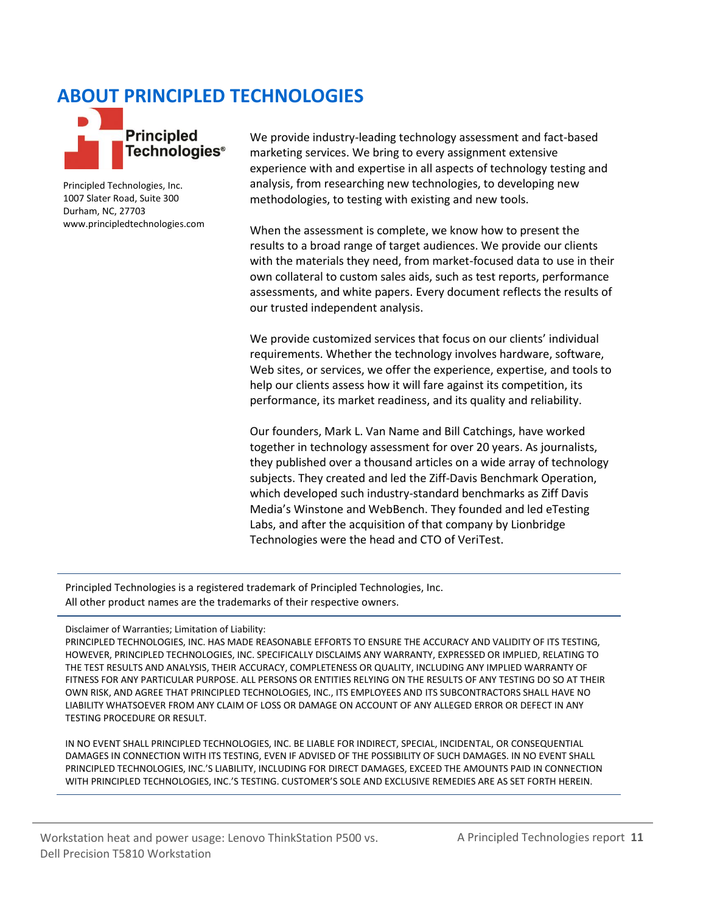# ABOUT PRINCIPLED TECHNOLOGIES

Principled Technologies, Inc.
1007 Slater Road, Suite 300
Durham, NC, 27703
www.principledtechnologies.com

We provide industry-leading technology assessment and fact-based marketing services. We bring to every assignment extensive experience with and expertise in all aspects of technology testing and analysis, from researching new technologies, to developing new methodologies, to testing with existing and new tools.

When the assessment is complete, we know how to present the results to a broad range of target audiences. We provide our clients with the materials they need, from market-focused data to use in their own collateral to custom sales aids, such as test reports, performance assessments, and white papers. Every document reflects the results of our trusted independent analysis.

We provide customized services that focus on our clients' individual requirements. Whether the technology involves hardware, software, Web sites, or services, we offer the experience, expertise, and tools to help our clients assess how it will fare against its competition, its performance, its market readiness, and its quality and reliability.

Our founders, Mark L. Van Name and Bill Catchings, have worked together in technology assessment for over 20 years. As journalists, they published over a thousand articles on a wide array of technology subjects. They created and led the Ziff-Davis Benchmark Operation, which developed such industry-standard benchmarks as Ziff Davis Media's Winstone and WebBench. They founded and led eTesting Labs, and after the acquisition of that company by Lionbridge Technologies were the head and CTO of VeriTest.

Principled Technologies is a registered trademark of Principled Technologies, Inc.
All other product names are the trademarks of their respective owners.

Disclaimer of Warranties; Limitation of Liability:
PRINCIPLED TECHNOLOGIES, INC. HAS MADE REASONABLE EFFORTS TO ENSURE THE ACCURACY AND VALIDITY OF ITS TESTING, HOWEVER, PRINCIPLED TECHNOLOGIES, INC. SPECIFICALLY DISCLAIMS ANY WARRANTY, EXPRESSED OR IMPLIED, RELATING TO THE TEST RESULTS AND ANALYSIS, THEIR ACCURACY, COMPLETENESS OR QUALITY, INCLUDING ANY IMPLIED WARRANTY OF FITNESS FOR ANY PARTICULAR PURPOSE. ALL PERSONS OR ENTITIES RELYING ON THE RESULTS OF ANY TESTING DO SO AT THEIR OWN RISK, AND AGREE THAT PRINCIPLED TECHNOLOGIES, INC., ITS EMPLOYEES AND ITS SUBCONTRACTORS SHALL HAVE NO LIABILITY WHATSOEVER FROM ANY CLAIM OF LOSS OR DAMAGE ON ACCOUNT OF ANY ALLEGED ERROR OR DEFECT IN ANY TESTING PROCEDURE OR RESULT.

IN NO EVENT SHALL PRINCIPLED TECHNOLOGIES, INC. BE LIABLE FOR INDIRECT, SPECIAL, INCIDENTAL, OR CONSEQUENTIAL DAMAGES IN CONNECTION WITH ITS TESTING, EVEN IF ADVISED OF THE POSSIBILITY OF SUCH DAMAGES. IN NO EVENT SHALL PRINCIPLED TECHNOLOGIES, INC.'S LIABILITY, INCLUDING FOR DIRECT DAMAGES, EXCEED THE AMOUNTS PAID IN CONNECTION WITH PRINCIPLED TECHNOLOGIES, INC.'S TESTING. CUSTOMER'S SOLE AND EXCLUSIVE REMEDIES ARE AS SET FORTH HEREIN.